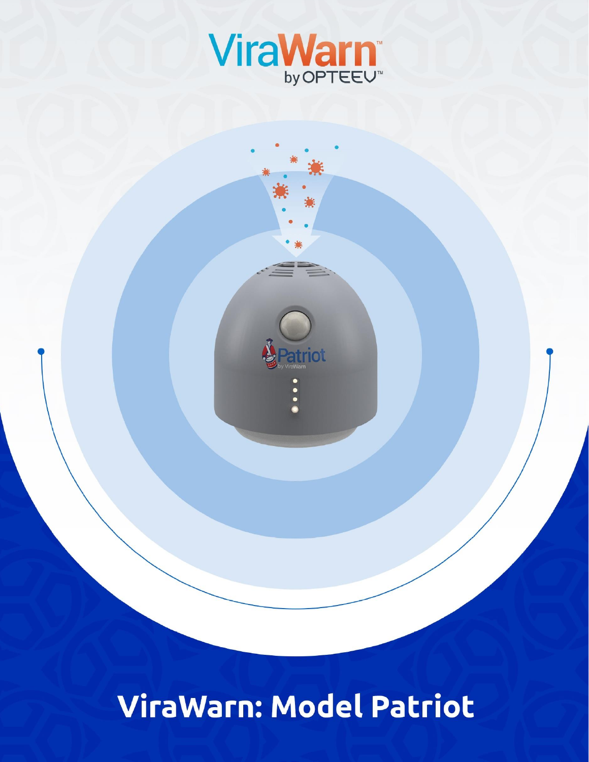ViraWarn™ by OPTEEV™

# ViraWarn: Model Patriot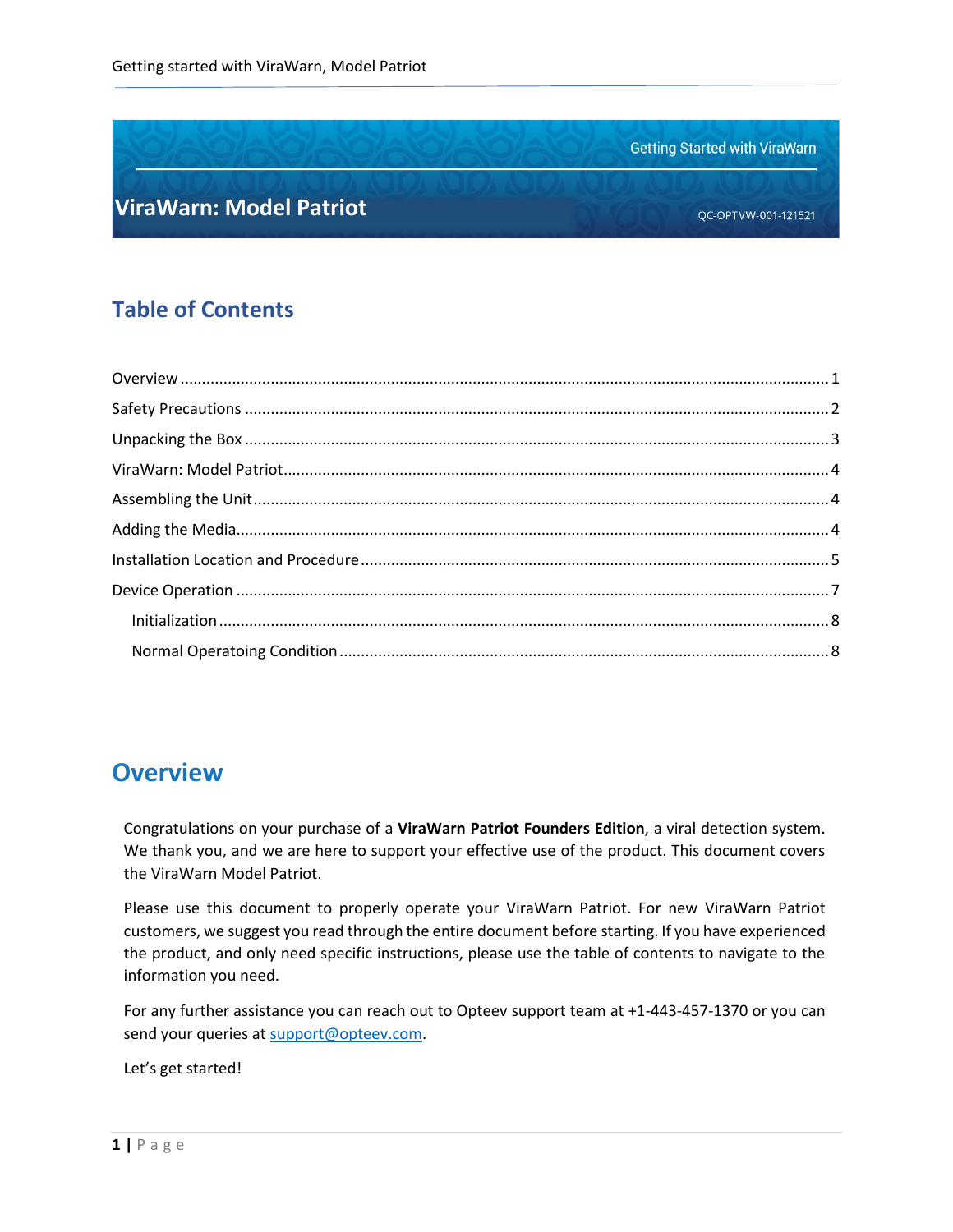Getting Started with ViraWarn

# ViraWarn: Model Patriot

QC-OPTVW-001-121521

## Table of Contents

Overview ........................................................................ 1
Safety Precautions ........................................................................ 2
Unpacking the Box ........................................................................ 3
ViraWarn: Model Patriot ........................................................................ 4
Assembling the Unit ........................................................................ 4
Adding the Media ........................................................................ 4
Installation Location and Procedure ........................................................................ 5
Device Operation ........................................................................ 7
  Initialization ........................................................................ 8
  Normal Operatoing Condition ........................................................................ 8

# Overview

Congratulations on your purchase of a **ViraWarn Patriot Founders Edition**, a viral detection system. We thank you, and we are here to support your effective use of the product. This document covers the ViraWarn Model Patriot.

Please use this document to properly operate your ViraWarn Patriot. For new ViraWarn Patriot customers, we suggest you read through the entire document before starting. If you have experienced the product, and only need specific instructions, please use the table of contents to navigate to the information you need.

For any further assistance you can reach out to Opteev support team at +1-443-457-1370 or you can send your queries at [support@opteev.com](mailto:support@opteev.com).

Let's get started!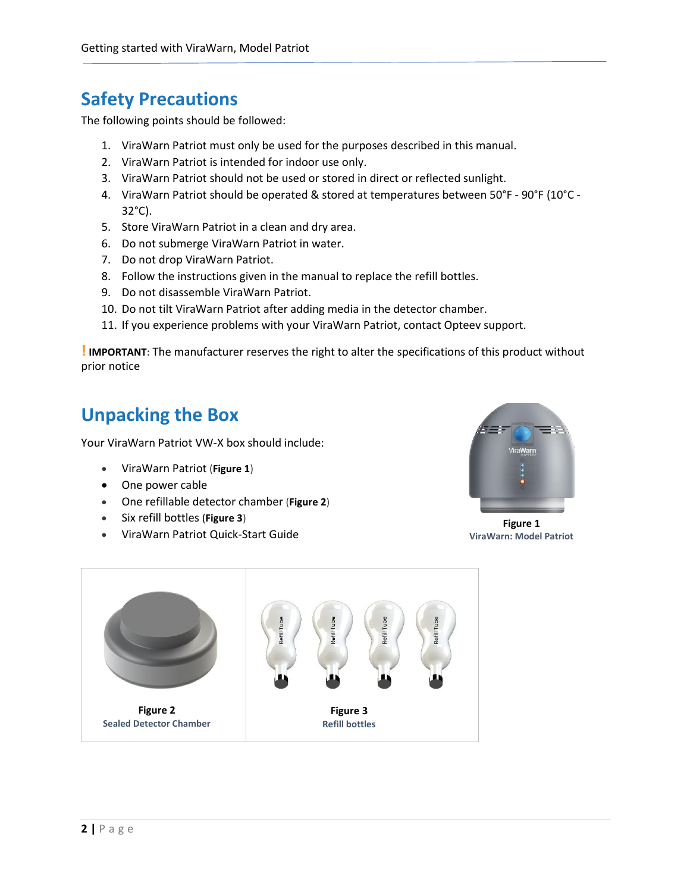## Safety Precautions

The following points should be followed:

1. ViraWarn Patriot must only be used for the purposes described in this manual.
2. ViraWarn Patriot is intended for indoor use only.
3. ViraWarn Patriot should not be used or stored in direct or reflected sunlight.
4. ViraWarn Patriot should be operated & stored at temperatures between 50°F - 90°F (10°C - 32°C).
5. Store ViraWarn Patriot in a clean and dry area.
6. Do not submerge ViraWarn Patriot in water.
7. Do not drop ViraWarn Patriot.
8. Follow the instructions given in the manual to replace the refill bottles.
9. Do not disassemble ViraWarn Patriot.
10. Do not tilt ViraWarn Patriot after adding media in the detector chamber.
11. If you experience problems with your ViraWarn Patriot, contact Opteev support.

! **IMPORTANT:** The manufacturer reserves the right to alter the specifications of this product without prior notice

## Unpacking the Box

Your ViraWarn Patriot VW-X box should include:

- ViraWarn Patriot (**Figure 1**)
- One power cable
- One refillable detector chamber (**Figure 2**)
- Six refill bottles (**Figure 3**)
- ViraWarn Patriot Quick-Start Guide

**Figure 1**
ViraWarn: Model Patriot

**Figure 2**
Sealed Detector Chamber

**Figure 3**
Refill bottles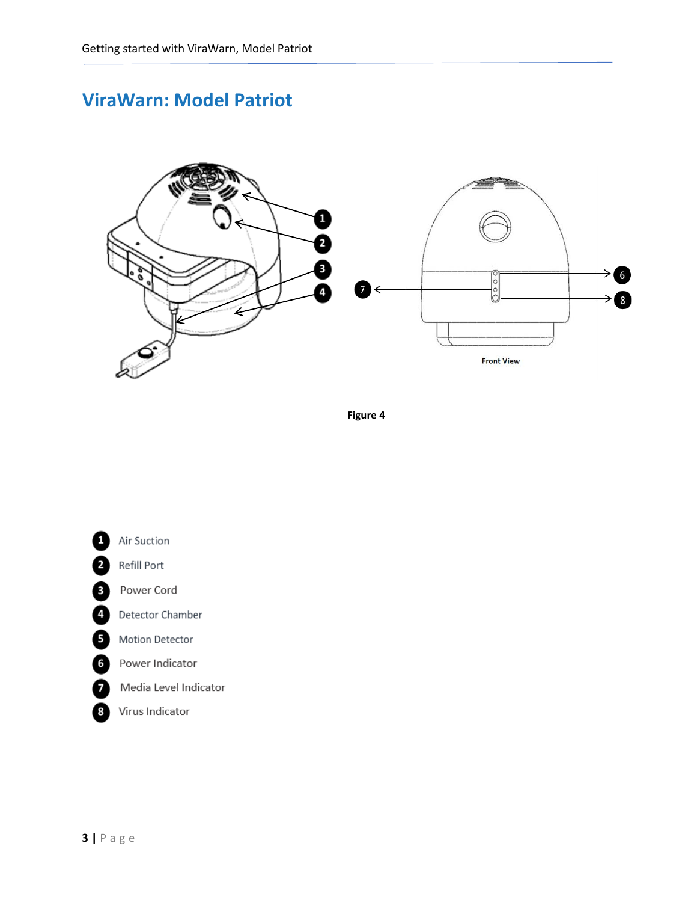# ViraWarn: Model Patriot

Front View

**Figure 4**

1. Air Suction
2. Refill Port
3. Power Cord
4. Detector Chamber
5. Motion Detector
6. Power Indicator
7. Media Level Indicator
8. Virus Indicator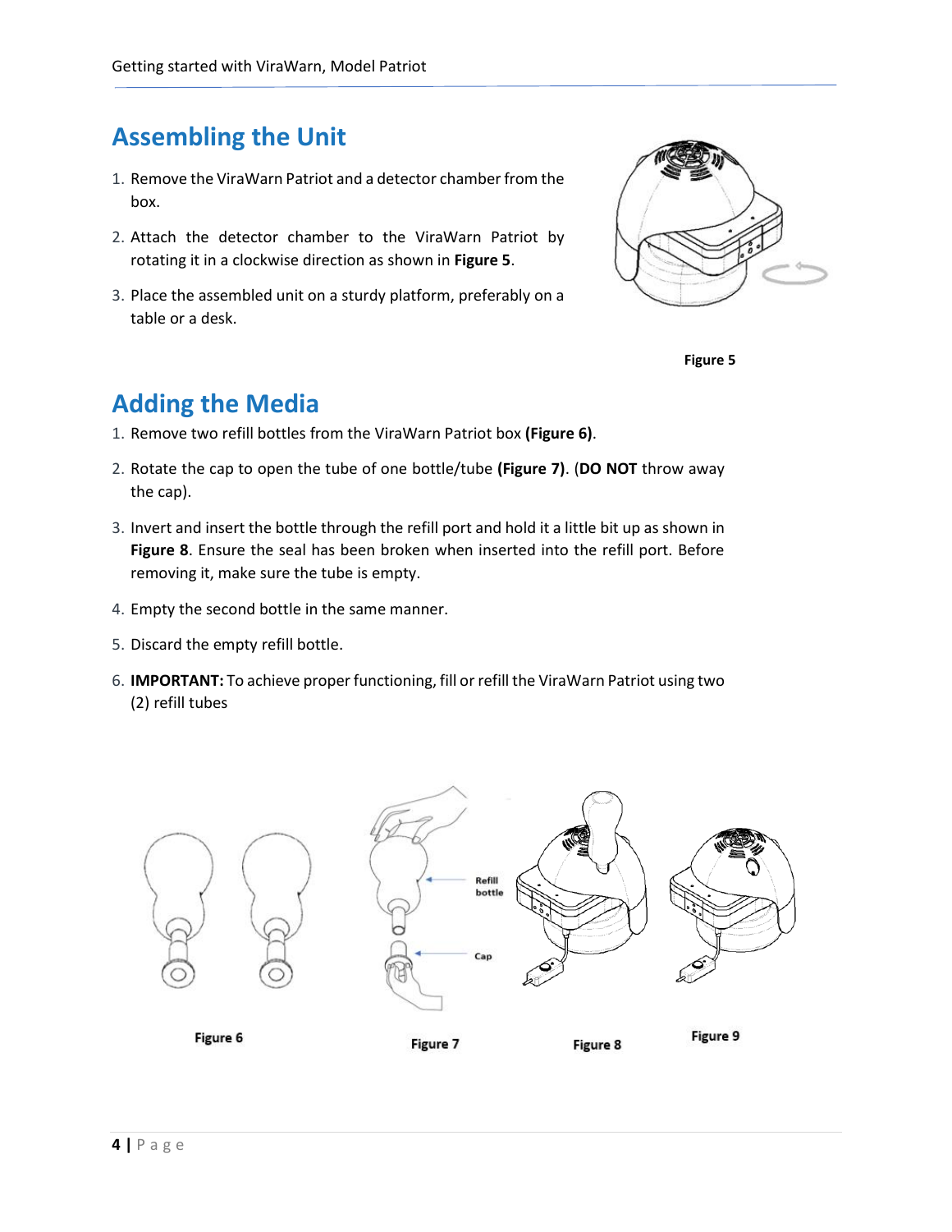## Assembling the Unit

1. Remove the ViraWarn Patriot and a detector chamber from the box.
2. Attach the detector chamber to the ViraWarn Patriot by rotating it in a clockwise direction as shown in **Figure 5**.
3. Place the assembled unit on a sturdy platform, preferably on a table or a desk.

**Figure 5**

## Adding the Media

1. Remove two refill bottles from the ViraWarn Patriot box **(Figure 6)**.
2. Rotate the cap to open the tube of one bottle/tube **(Figure 7)**. (**DO NOT** throw away the cap).
3. Invert and insert the bottle through the refill port and hold it a little bit up as shown in **Figure 8**. Ensure the seal has been broken when inserted into the refill port. Before removing it, make sure the tube is empty.
4. Empty the second bottle in the same manner.
5. Discard the empty refill bottle.
6. **IMPORTANT:** To achieve proper functioning, fill or refill the ViraWarn Patriot using two (2) refill tubes

Refill bottle

Cap

**Figure 6** **Figure 7** **Figure 8** **Figure 9**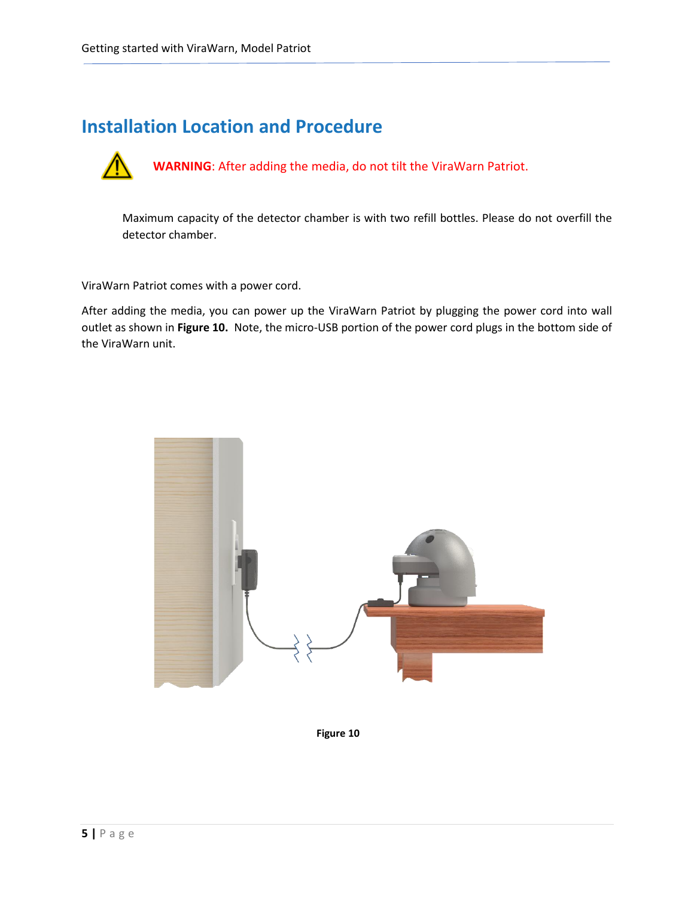# Installation Location and Procedure

**WARNING**: After adding the media, do not tilt the ViraWarn Patriot.

Maximum capacity of the detector chamber is with two refill bottles. Please do not overfill the detector chamber.

ViraWarn Patriot comes with a power cord.

After adding the media, you can power up the ViraWarn Patriot by plugging the power cord into wall outlet as shown in **Figure 10.** Note, the micro-USB portion of the power cord plugs in the bottom side of the ViraWarn unit.

**Figure 10**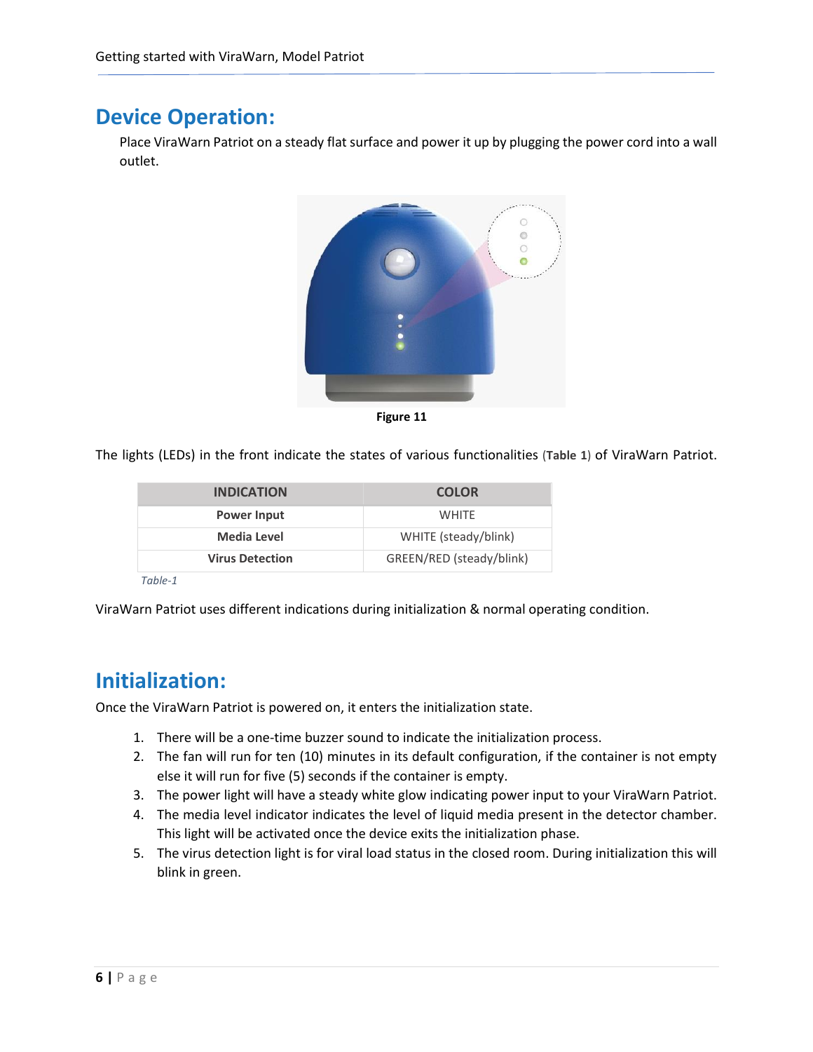## Device Operation:

Place ViraWarn Patriot on a steady flat surface and power it up by plugging the power cord into a wall outlet.

**Figure 11**

The lights (LEDs) in the front indicate the states of various functionalities (**Table 1**) of ViraWarn Patriot.

| INDICATION | COLOR |
|---|---|
| **Power Input** | WHITE |
| **Media Level** | WHITE (steady/blink) |
| **Virus Detection** | GREEN/RED (steady/blink) |

*Table-1*

ViraWarn Patriot uses different indications during initialization & normal operating condition.

## Initialization:

Once the ViraWarn Patriot is powered on, it enters the initialization state.

1. There will be a one-time buzzer sound to indicate the initialization process.
2. The fan will run for ten (10) minutes in its default configuration, if the container is not empty else it will run for five (5) seconds if the container is empty.
3. The power light will have a steady white glow indicating power input to your ViraWarn Patriot.
4. The media level indicator indicates the level of liquid media present in the detector chamber. This light will be activated once the device exits the initialization phase.
5. The virus detection light is for viral load status in the closed room. During initialization this will blink in green.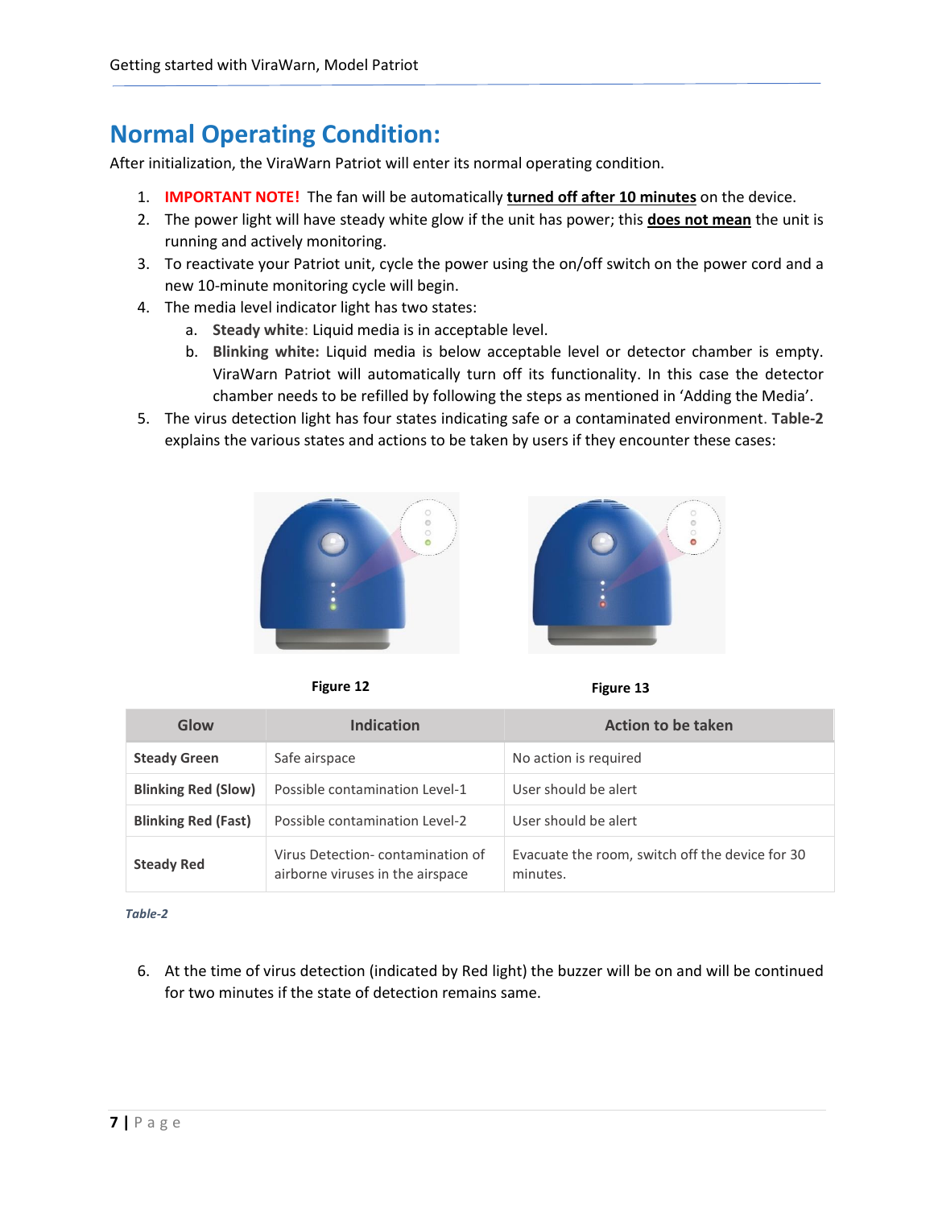## Normal Operating Condition:

After initialization, the ViraWarn Patriot will enter its normal operating condition.

1. **IMPORTANT NOTE!** The fan will be automatically **turned off after 10 minutes** on the device.
2. The power light will have steady white glow if the unit has power; this **does not mean** the unit is running and actively monitoring.
3. To reactivate your Patriot unit, cycle the power using the on/off switch on the power cord and a new 10-minute monitoring cycle will begin.
4. The media level indicator light has two states:
   a. **Steady white**: Liquid media is in acceptable level.
   b. **Blinking white:** Liquid media is below acceptable level or detector chamber is empty. ViraWarn Patriot will automatically turn off its functionality. In this case the detector chamber needs to be refilled by following the steps as mentioned in 'Adding the Media'.
5. The virus detection light has four states indicating safe or a contaminated environment. **Table-2** explains the various states and actions to be taken by users if they encounter these cases:

**Figure 12**

**Figure 13**

| Glow | Indication | Action to be taken |
|---|---|---|
| **Steady Green** | Safe airspace | No action is required |
| **Blinking Red (Slow)** | Possible contamination Level-1 | User should be alert |
| **Blinking Red (Fast)** | Possible contamination Level-2 | User should be alert |
| **Steady Red** | Virus Detection- contamination of airborne viruses in the airspace | Evacuate the room, switch off the device for 30 minutes. |

*Table-2*

6. At the time of virus detection (indicated by Red light) the buzzer will be on and will be continued for two minutes if the state of detection remains same.